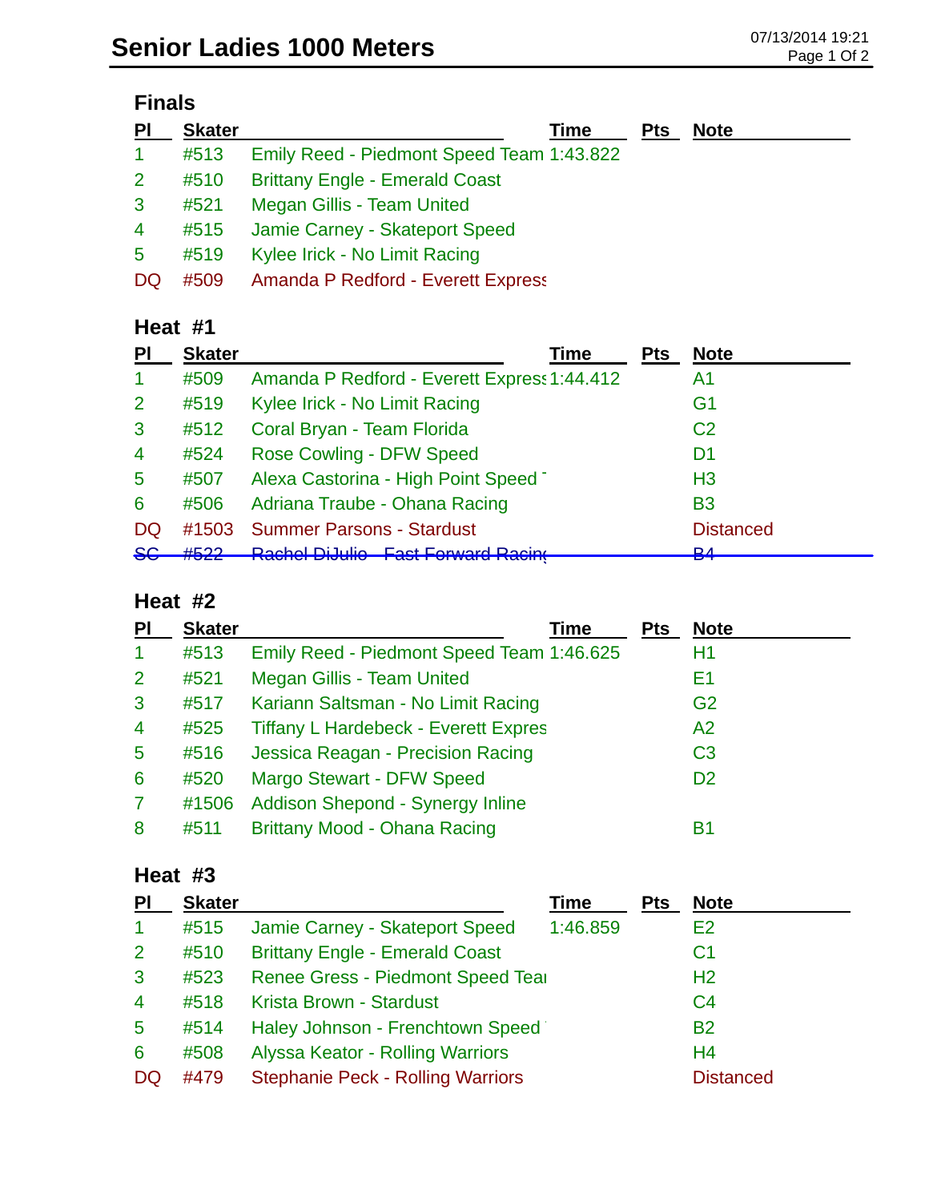# Senior Ladies 1000 Meters

07/13/2014 19:21

## Finals

| Pl | Skater | | Time | Pts | Note |
|---|---|---|---|---|---|
| 1 | #513 | Emily Reed - Piedmont Speed Team | 1:43.822 | | |
| 2 | #510 | Brittany Engle - Emerald Coast | | | |
| 3 | #521 | Megan Gillis - Team United | | | |
| 4 | #515 | Jamie Carney - Skateport Speed | | | |
| 5 | #519 | Kylee Irick - No Limit Racing | | | |
| DQ | #509 | Amanda P Redford - Everett Express | | | |

## Heat #1

| Pl | Skater | | Time | Pts | Note |
|---|---|---|---|---|---|
| 1 | #509 | Amanda P Redford - Everett Express | 1:44.412 | | A1 |
| 2 | #519 | Kylee Irick - No Limit Racing | | | G1 |
| 3 | #512 | Coral Bryan - Team Florida | | | C2 |
| 4 | #524 | Rose Cowling - DFW Speed | | | D1 |
| 5 | #507 | Alexa Castorina - High Point Speed | | | H3 |
| 6 | #506 | Adriana Traube - Ohana Racing | | | B3 |
| DQ | #1503 | Summer Parsons - Stardust | | | Distanced |
| ~~SC~~ | ~~#522~~ | ~~Rachel DiJulio - Fast Forward Racing~~ | | | ~~B4~~ |

## Heat #2

| Pl | Skater | | Time | Pts | Note |
|---|---|---|---|---|---|
| 1 | #513 | Emily Reed - Piedmont Speed Team | 1:46.625 | | H1 |
| 2 | #521 | Megan Gillis - Team United | | | E1 |
| 3 | #517 | Kariann Saltsman - No Limit Racing | | | G2 |
| 4 | #525 | Tiffany L Hardebeck - Everett Expres | | | A2 |
| 5 | #516 | Jessica Reagan - Precision Racing | | | C3 |
| 6 | #520 | Margo Stewart - DFW Speed | | | D2 |
| 7 | #1506 | Addison Shepond - Synergy Inline | | | |
| 8 | #511 | Brittany Mood - Ohana Racing | | | B1 |

## Heat #3

| Pl | Skater | | Time | Pts | Note |
|---|---|---|---|---|---|
| 1 | #515 | Jamie Carney - Skateport Speed | 1:46.859 | | E2 |
| 2 | #510 | Brittany Engle - Emerald Coast | | | C1 |
| 3 | #523 | Renee Gress - Piedmont Speed Tea | | | H2 |
| 4 | #518 | Krista Brown - Stardust | | | C4 |
| 5 | #514 | Haley Johnson - Frenchtown Speed | | | B2 |
| 6 | #508 | Alyssa Keator - Rolling Warriors | | | H4 |
| DQ | #479 | Stephanie Peck - Rolling Warriors | | | Distanced |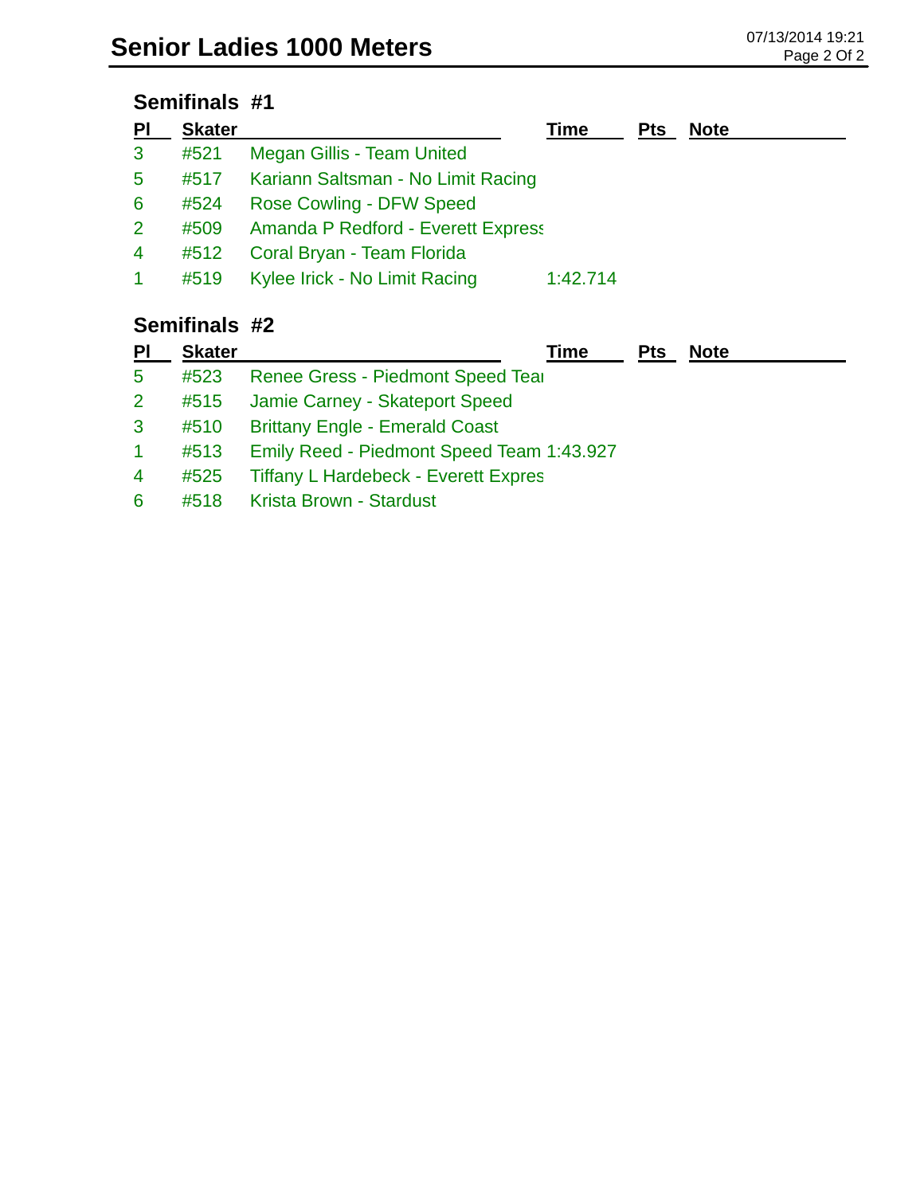# Senior Ladies 1000 Meters

## Semifinals #1

| Pl | Skater | | Time | Pts | Note |
|---|---|---|---|---|---|
| 3 | #521 | Megan Gillis - Team United | | | |
| 5 | #517 | Kariann Saltsman - No Limit Racing | | | |
| 6 | #524 | Rose Cowling - DFW Speed | | | |
| 2 | #509 | Amanda P Redford - Everett Express | | | |
| 4 | #512 | Coral Bryan - Team Florida | | | |
| 1 | #519 | Kylee Irick - No Limit Racing | 1:42.714 | | |

## Semifinals #2

| Pl | Skater | | Time | Pts | Note |
|---|---|---|---|---|---|
| 5 | #523 | Renee Gress - Piedmont Speed Tea | | | |
| 2 | #515 | Jamie Carney - Skateport Speed | | | |
| 3 | #510 | Brittany Engle - Emerald Coast | | | |
| 1 | #513 | Emily Reed - Piedmont Speed Team | 1:43.927 | | |
| 4 | #525 | Tiffany L Hardebeck - Everett Expres | | | |
| 6 | #518 | Krista Brown - Stardust | | | |